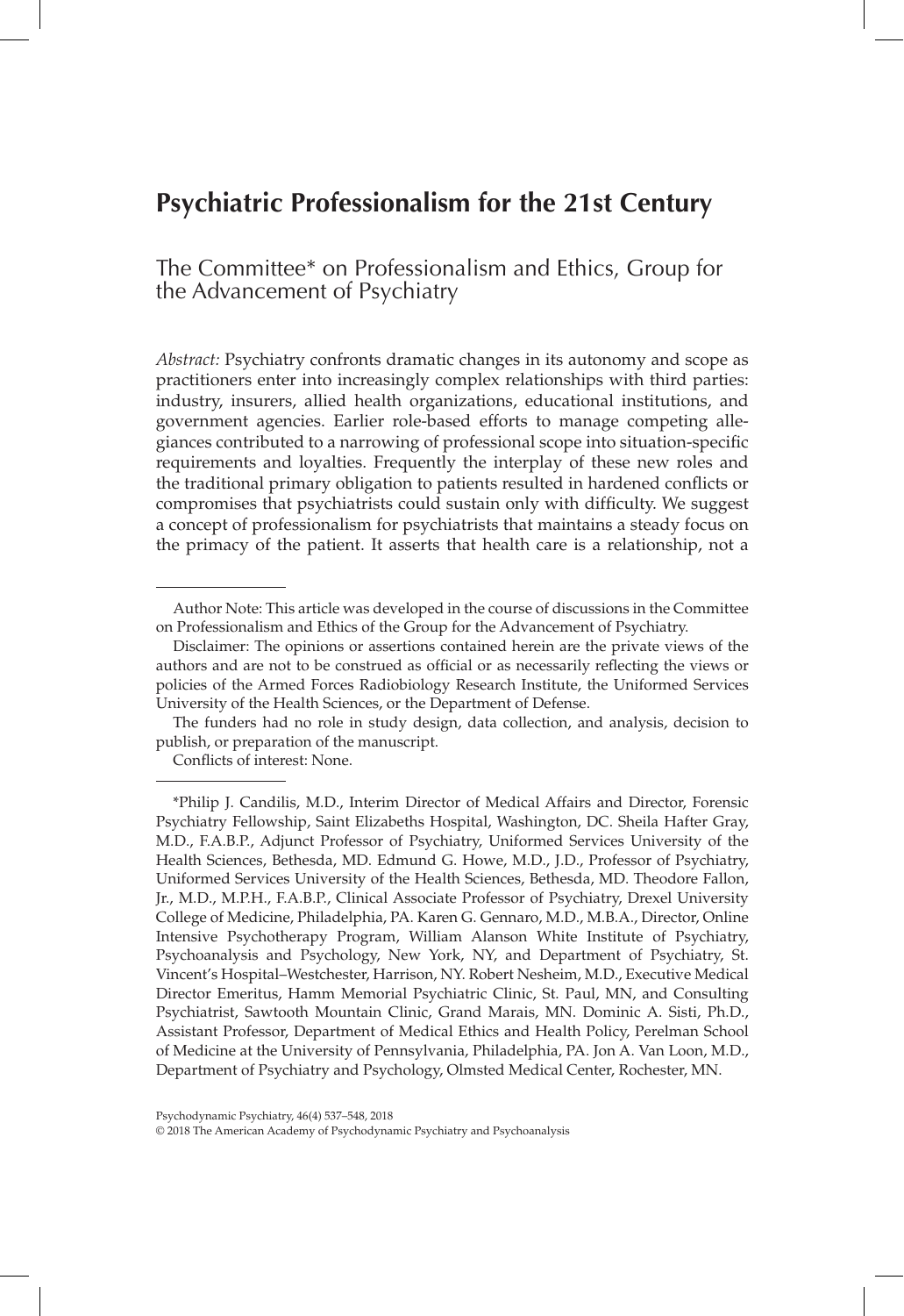# Psychiatric Professionalism for the 21st Century

The Committee* on Professionalism and Ethics, Group for the Advancement of Psychiatry

*Abstract:* Psychiatry confronts dramatic changes in its autonomy and scope as practitioners enter into increasingly complex relationships with third parties: industry, insurers, allied health organizations, educational institutions, and government agencies. Earlier role-based efforts to manage competing allegiances contributed to a narrowing of professional scope into situation-specific requirements and loyalties. Frequently the interplay of these new roles and the traditional primary obligation to patients resulted in hardened conflicts or compromises that psychiatrists could sustain only with difficulty. We suggest a concept of professionalism for psychiatrists that maintains a steady focus on the primacy of the patient. It asserts that health care is a relationship, not a

---

Author Note: This article was developed in the course of discussions in the Committee on Professionalism and Ethics of the Group for the Advancement of Psychiatry.

Disclaimer: The opinions or assertions contained herein are the private views of the authors and are not to be construed as official or as necessarily reflecting the views or policies of the Armed Forces Radiobiology Research Institute, the Uniformed Services University of the Health Sciences, or the Department of Defense.

The funders had no role in study design, data collection, and analysis, decision to publish, or preparation of the manuscript.

Conflicts of interest: None.

---

*Philip J. Candilis, M.D., Interim Director of Medical Affairs and Director, Forensic Psychiatry Fellowship, Saint Elizabeths Hospital, Washington, DC. Sheila Hafter Gray, M.D., F.A.B.P., Adjunct Professor of Psychiatry, Uniformed Services University of the Health Sciences, Bethesda, MD. Edmund G. Howe, M.D., J.D., Professor of Psychiatry, Uniformed Services University of the Health Sciences, Bethesda, MD. Theodore Fallon, Jr., M.D., M.P.H., F.A.B.P., Clinical Associate Professor of Psychiatry, Drexel University College of Medicine, Philadelphia, PA. Karen G. Gennaro, M.D., M.B.A., Director, Online Intensive Psychotherapy Program, William Alanson White Institute of Psychiatry, Psychoanalysis and Psychology, New York, NY, and Department of Psychiatry, St. Vincent's Hospital–Westchester, Harrison, NY. Robert Nesheim, M.D., Executive Medical Director Emeritus, Hamm Memorial Psychiatric Clinic, St. Paul, MN, and Consulting Psychiatrist, Sawtooth Mountain Clinic, Grand Marais, MN. Dominic A. Sisti, Ph.D., Assistant Professor, Department of Medical Ethics and Health Policy, Perelman School of Medicine at the University of Pennsylvania, Philadelphia, PA. Jon A. Van Loon, M.D., Department of Psychiatry and Psychology, Olmsted Medical Center, Rochester, MN.

© 2018 The American Academy of Psychodynamic Psychiatry and Psychoanalysis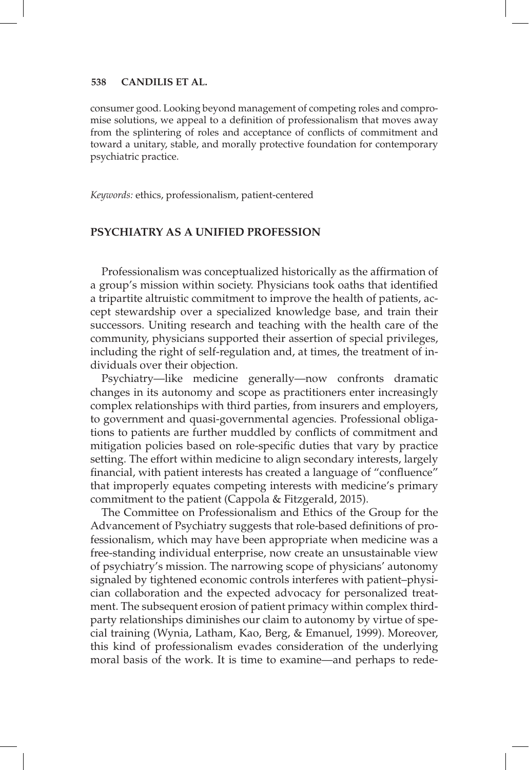consumer good. Looking beyond management of competing roles and compromise solutions, we appeal to a definition of professionalism that moves away from the splintering of roles and acceptance of conflicts of commitment and toward a unitary, stable, and morally protective foundation for contemporary psychiatric practice.

*Keywords:* ethics, professionalism, patient-centered

## PSYCHIATRY AS A UNIFIED PROFESSION

Professionalism was conceptualized historically as the affirmation of a group's mission within society. Physicians took oaths that identified a tripartite altruistic commitment to improve the health of patients, accept stewardship over a specialized knowledge base, and train their successors. Uniting research and teaching with the health care of the community, physicians supported their assertion of special privileges, including the right of self-regulation and, at times, the treatment of individuals over their objection.

Psychiatry—like medicine generally—now confronts dramatic changes in its autonomy and scope as practitioners enter increasingly complex relationships with third parties, from insurers and employers, to government and quasi-governmental agencies. Professional obligations to patients are further muddled by conflicts of commitment and mitigation policies based on role-specific duties that vary by practice setting. The effort within medicine to align secondary interests, largely financial, with patient interests has created a language of "confluence" that improperly equates competing interests with medicine's primary commitment to the patient (Cappola & Fitzgerald, 2015).

The Committee on Professionalism and Ethics of the Group for the Advancement of Psychiatry suggests that role-based definitions of professionalism, which may have been appropriate when medicine was a free-standing individual enterprise, now create an unsustainable view of psychiatry's mission. The narrowing scope of physicians' autonomy signaled by tightened economic controls interferes with patient–physician collaboration and the expected advocacy for personalized treatment. The subsequent erosion of patient primacy within complex third-party relationships diminishes our claim to autonomy by virtue of special training (Wynia, Latham, Kao, Berg, & Emanuel, 1999). Moreover, this kind of professionalism evades consideration of the underlying moral basis of the work. It is time to examine—and perhaps to rede-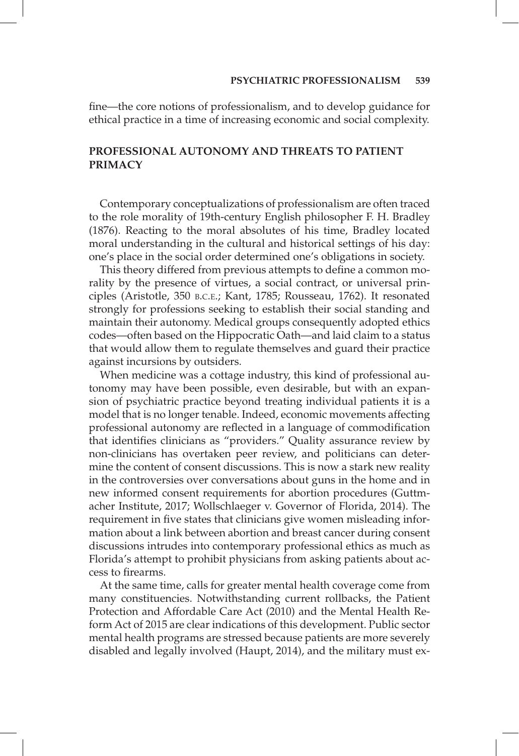fine—the core notions of professionalism, and to develop guidance for ethical practice in a time of increasing economic and social complexity.

## PROFESSIONAL AUTONOMY AND THREATS TO PATIENT PRIMACY

Contemporary conceptualizations of professionalism are often traced to the role morality of 19th-century English philosopher F. H. Bradley (1876). Reacting to the moral absolutes of his time, Bradley located moral understanding in the cultural and historical settings of his day: one's place in the social order determined one's obligations in society.

This theory differed from previous attempts to define a common morality by the presence of virtues, a social contract, or universal principles (Aristotle, 350 B.C.E.; Kant, 1785; Rousseau, 1762). It resonated strongly for professions seeking to establish their social standing and maintain their autonomy. Medical groups consequently adopted ethics codes—often based on the Hippocratic Oath—and laid claim to a status that would allow them to regulate themselves and guard their practice against incursions by outsiders.

When medicine was a cottage industry, this kind of professional autonomy may have been possible, even desirable, but with an expansion of psychiatric practice beyond treating individual patients it is a model that is no longer tenable. Indeed, economic movements affecting professional autonomy are reflected in a language of commodification that identifies clinicians as "providers." Quality assurance review by non-clinicians has overtaken peer review, and politicians can determine the content of consent discussions. This is now a stark new reality in the controversies over conversations about guns in the home and in new informed consent requirements for abortion procedures (Guttmacher Institute, 2017; Wollschlaeger v. Governor of Florida, 2014). The requirement in five states that clinicians give women misleading information about a link between abortion and breast cancer during consent discussions intrudes into contemporary professional ethics as much as Florida's attempt to prohibit physicians from asking patients about access to firearms.

At the same time, calls for greater mental health coverage come from many constituencies. Notwithstanding current rollbacks, the Patient Protection and Affordable Care Act (2010) and the Mental Health Reform Act of 2015 are clear indications of this development. Public sector mental health programs are stressed because patients are more severely disabled and legally involved (Haupt, 2014), and the military must ex-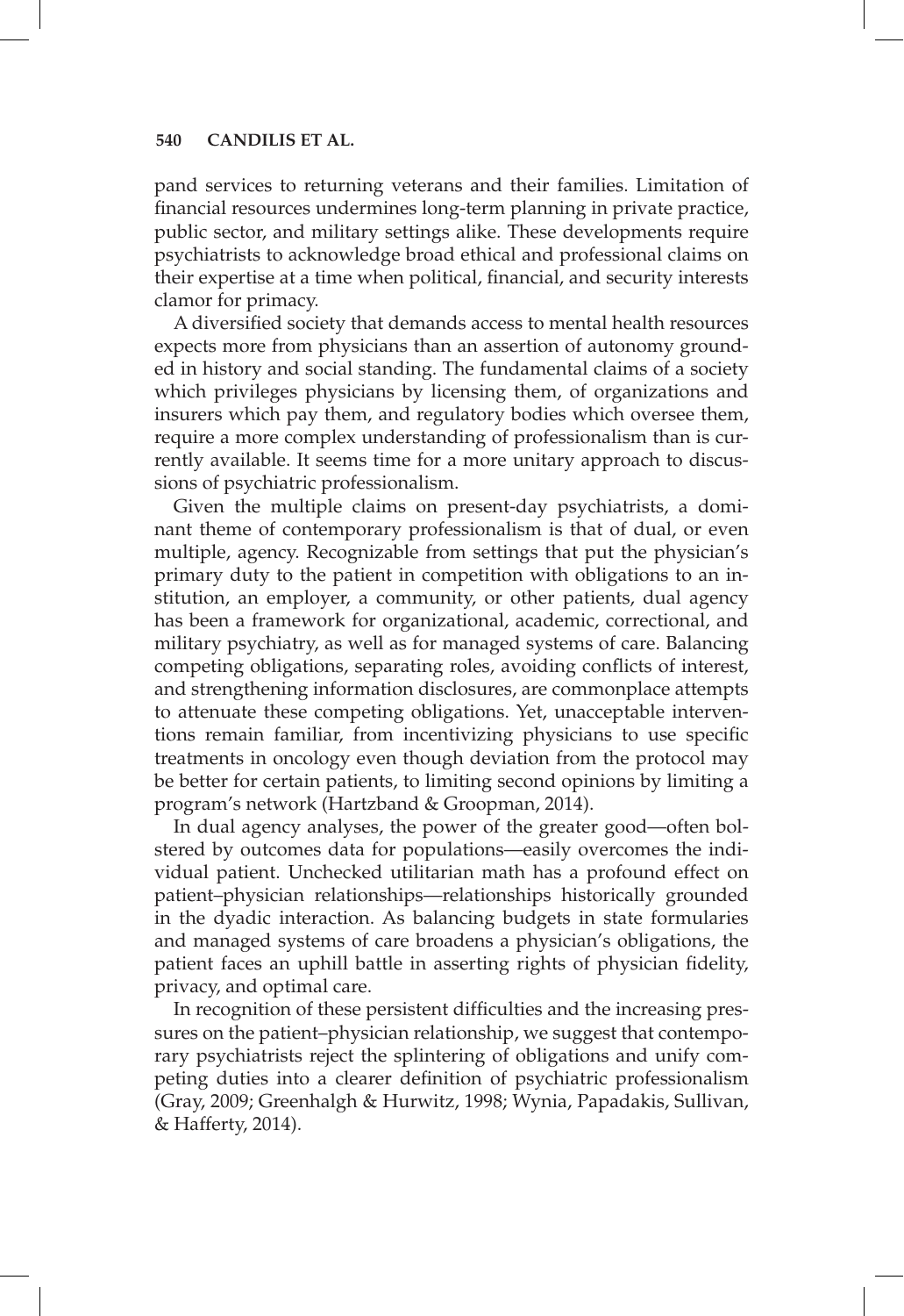pand services to returning veterans and their families. Limitation of financial resources undermines long-term planning in private practice, public sector, and military settings alike. These developments require psychiatrists to acknowledge broad ethical and professional claims on their expertise at a time when political, financial, and security interests clamor for primacy.

A diversified society that demands access to mental health resources expects more from physicians than an assertion of autonomy grounded in history and social standing. The fundamental claims of a society which privileges physicians by licensing them, of organizations and insurers which pay them, and regulatory bodies which oversee them, require a more complex understanding of professionalism than is currently available. It seems time for a more unitary approach to discussions of psychiatric professionalism.

Given the multiple claims on present-day psychiatrists, a dominant theme of contemporary professionalism is that of dual, or even multiple, agency. Recognizable from settings that put the physician's primary duty to the patient in competition with obligations to an institution, an employer, a community, or other patients, dual agency has been a framework for organizational, academic, correctional, and military psychiatry, as well as for managed systems of care. Balancing competing obligations, separating roles, avoiding conflicts of interest, and strengthening information disclosures, are commonplace attempts to attenuate these competing obligations. Yet, unacceptable interventions remain familiar, from incentivizing physicians to use specific treatments in oncology even though deviation from the protocol may be better for certain patients, to limiting second opinions by limiting a program's network (Hartzband & Groopman, 2014).

In dual agency analyses, the power of the greater good—often bolstered by outcomes data for populations—easily overcomes the individual patient. Unchecked utilitarian math has a profound effect on patient–physician relationships—relationships historically grounded in the dyadic interaction. As balancing budgets in state formularies and managed systems of care broadens a physician's obligations, the patient faces an uphill battle in asserting rights of physician fidelity, privacy, and optimal care.

In recognition of these persistent difficulties and the increasing pressures on the patient–physician relationship, we suggest that contemporary psychiatrists reject the splintering of obligations and unify competing duties into a clearer definition of psychiatric professionalism (Gray, 2009; Greenhalgh & Hurwitz, 1998; Wynia, Papadakis, Sullivan, & Hafferty, 2014).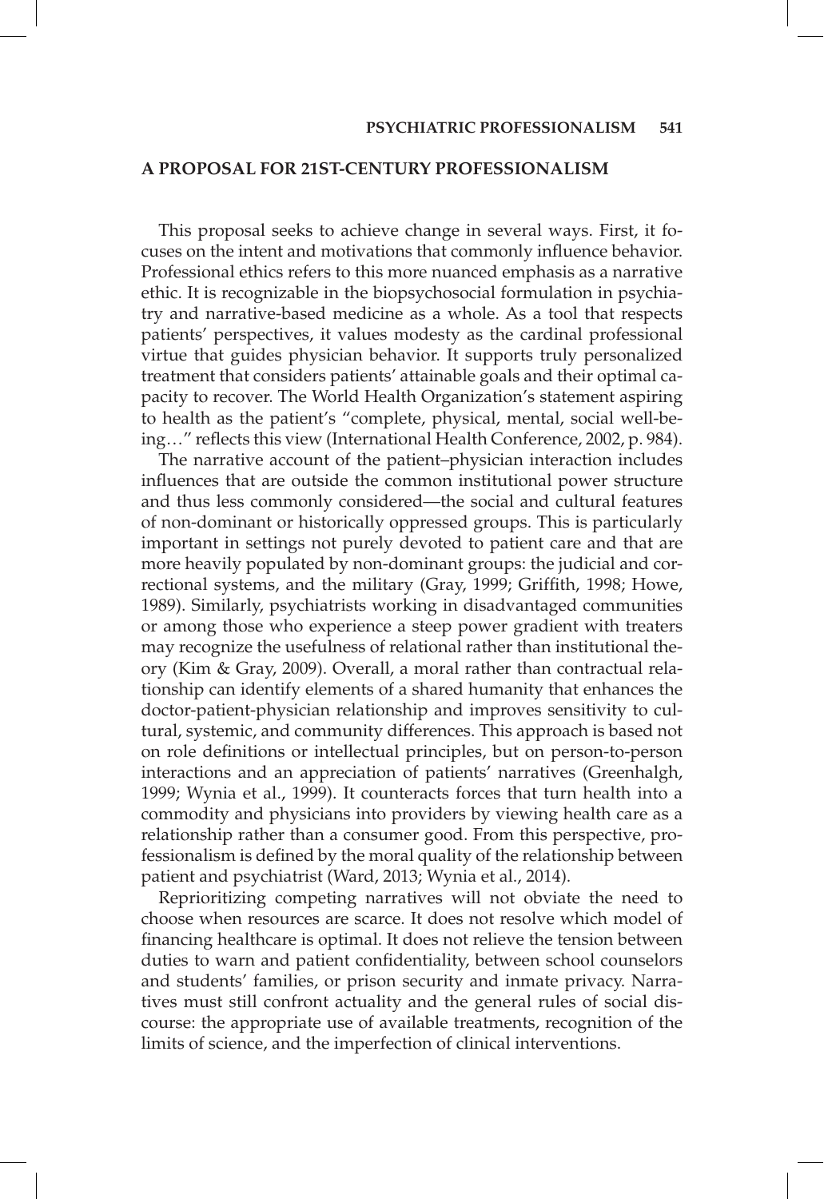## A PROPOSAL FOR 21ST-CENTURY PROFESSIONALISM

This proposal seeks to achieve change in several ways. First, it focuses on the intent and motivations that commonly influence behavior. Professional ethics refers to this more nuanced emphasis as a narrative ethic. It is recognizable in the biopsychosocial formulation in psychiatry and narrative-based medicine as a whole. As a tool that respects patients' perspectives, it values modesty as the cardinal professional virtue that guides physician behavior. It supports truly personalized treatment that considers patients' attainable goals and their optimal capacity to recover. The World Health Organization's statement aspiring to health as the patient's "complete, physical, mental, social well-being…" reflects this view (International Health Conference, 2002, p. 984).

The narrative account of the patient–physician interaction includes influences that are outside the common institutional power structure and thus less commonly considered—the social and cultural features of non-dominant or historically oppressed groups. This is particularly important in settings not purely devoted to patient care and that are more heavily populated by non-dominant groups: the judicial and correctional systems, and the military (Gray, 1999; Griffith, 1998; Howe, 1989). Similarly, psychiatrists working in disadvantaged communities or among those who experience a steep power gradient with treaters may recognize the usefulness of relational rather than institutional theory (Kim & Gray, 2009). Overall, a moral rather than contractual relationship can identify elements of a shared humanity that enhances the doctor-patient-physician relationship and improves sensitivity to cultural, systemic, and community differences. This approach is based not on role definitions or intellectual principles, but on person-to-person interactions and an appreciation of patients' narratives (Greenhalgh, 1999; Wynia et al., 1999). It counteracts forces that turn health into a commodity and physicians into providers by viewing health care as a relationship rather than a consumer good. From this perspective, professionalism is defined by the moral quality of the relationship between patient and psychiatrist (Ward, 2013; Wynia et al., 2014).

Reprioritizing competing narratives will not obviate the need to choose when resources are scarce. It does not resolve which model of financing healthcare is optimal. It does not relieve the tension between duties to warn and patient confidentiality, between school counselors and students' families, or prison security and inmate privacy. Narratives must still confront actuality and the general rules of social discourse: the appropriate use of available treatments, recognition of the limits of science, and the imperfection of clinical interventions.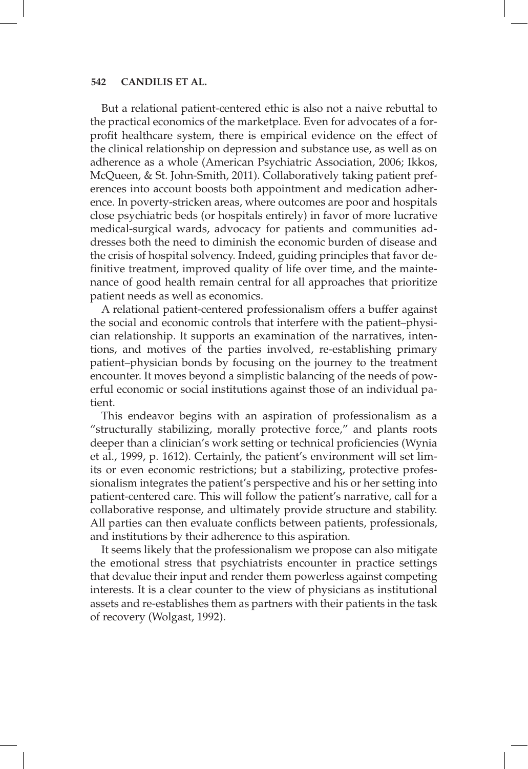But a relational patient-centered ethic is also not a naive rebuttal to the practical economics of the marketplace. Even for advocates of a for-profit healthcare system, there is empirical evidence on the effect of the clinical relationship on depression and substance use, as well as on adherence as a whole (American Psychiatric Association, 2006; Ikkos, McQueen, & St. John-Smith, 2011). Collaboratively taking patient preferences into account boosts both appointment and medication adherence. In poverty-stricken areas, where outcomes are poor and hospitals close psychiatric beds (or hospitals entirely) in favor of more lucrative medical-surgical wards, advocacy for patients and communities addresses both the need to diminish the economic burden of disease and the crisis of hospital solvency. Indeed, guiding principles that favor definitive treatment, improved quality of life over time, and the maintenance of good health remain central for all approaches that prioritize patient needs as well as economics.

A relational patient-centered professionalism offers a buffer against the social and economic controls that interfere with the patient–physician relationship. It supports an examination of the narratives, intentions, and motives of the parties involved, re-establishing primary patient–physician bonds by focusing on the journey to the treatment encounter. It moves beyond a simplistic balancing of the needs of powerful economic or social institutions against those of an individual patient.

This endeavor begins with an aspiration of professionalism as a "structurally stabilizing, morally protective force," and plants roots deeper than a clinician's work setting or technical proficiencies (Wynia et al., 1999, p. 1612). Certainly, the patient's environment will set limits or even economic restrictions; but a stabilizing, protective professionalism integrates the patient's perspective and his or her setting into patient-centered care. This will follow the patient's narrative, call for a collaborative response, and ultimately provide structure and stability. All parties can then evaluate conflicts between patients, professionals, and institutions by their adherence to this aspiration.

It seems likely that the professionalism we propose can also mitigate the emotional stress that psychiatrists encounter in practice settings that devalue their input and render them powerless against competing interests. It is a clear counter to the view of physicians as institutional assets and re-establishes them as partners with their patients in the task of recovery (Wolgast, 1992).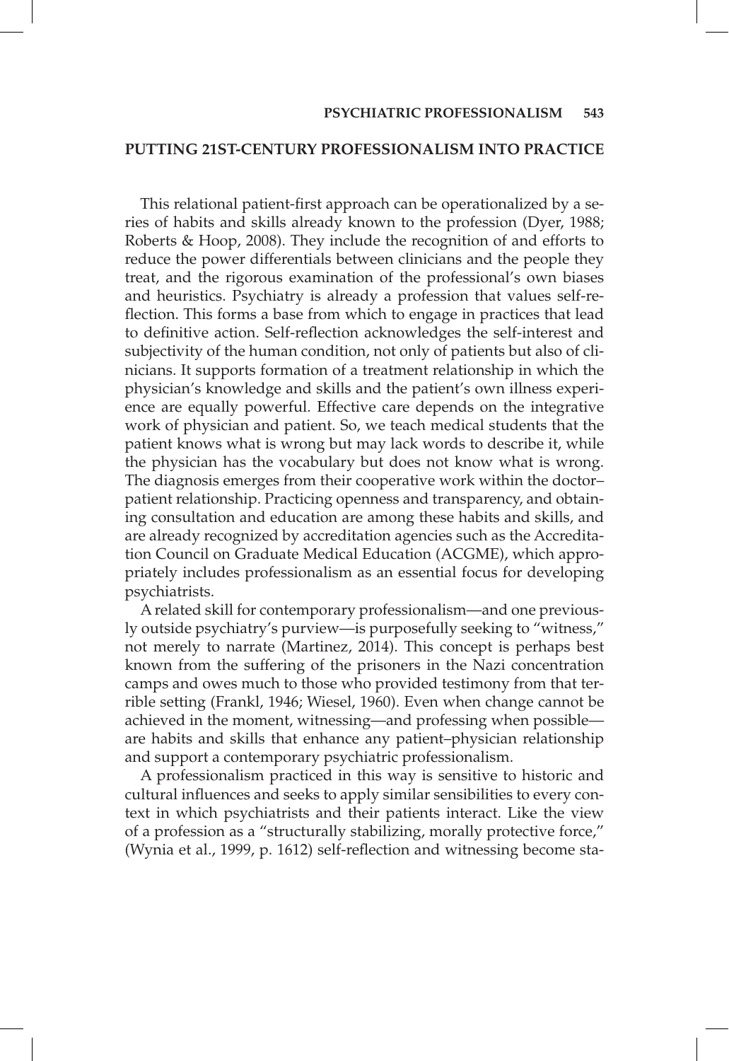## PUTTING 21ST-CENTURY PROFESSIONALISM INTO PRACTICE

This relational patient-first approach can be operationalized by a series of habits and skills already known to the profession (Dyer, 1988; Roberts & Hoop, 2008). They include the recognition of and efforts to reduce the power differentials between clinicians and the people they treat, and the rigorous examination of the professional's own biases and heuristics. Psychiatry is already a profession that values self-reflection. This forms a base from which to engage in practices that lead to definitive action. Self-reflection acknowledges the self-interest and subjectivity of the human condition, not only of patients but also of clinicians. It supports formation of a treatment relationship in which the physician's knowledge and skills and the patient's own illness experience are equally powerful. Effective care depends on the integrative work of physician and patient. So, we teach medical students that the patient knows what is wrong but may lack words to describe it, while the physician has the vocabulary but does not know what is wrong. The diagnosis emerges from their cooperative work within the doctor–patient relationship. Practicing openness and transparency, and obtaining consultation and education are among these habits and skills, and are already recognized by accreditation agencies such as the Accreditation Council on Graduate Medical Education (ACGME), which appropriately includes professionalism as an essential focus for developing psychiatrists.

A related skill for contemporary professionalism—and one previously outside psychiatry's purview—is purposefully seeking to "witness," not merely to narrate (Martinez, 2014). This concept is perhaps best known from the suffering of the prisoners in the Nazi concentration camps and owes much to those who provided testimony from that terrible setting (Frankl, 1946; Wiesel, 1960). Even when change cannot be achieved in the moment, witnessing—and professing when possible—are habits and skills that enhance any patient–physician relationship and support a contemporary psychiatric professionalism.

A professionalism practiced in this way is sensitive to historic and cultural influences and seeks to apply similar sensibilities to every context in which psychiatrists and their patients interact. Like the view of a profession as a "structurally stabilizing, morally protective force," (Wynia et al., 1999, p. 1612) self-reflection and witnessing become sta-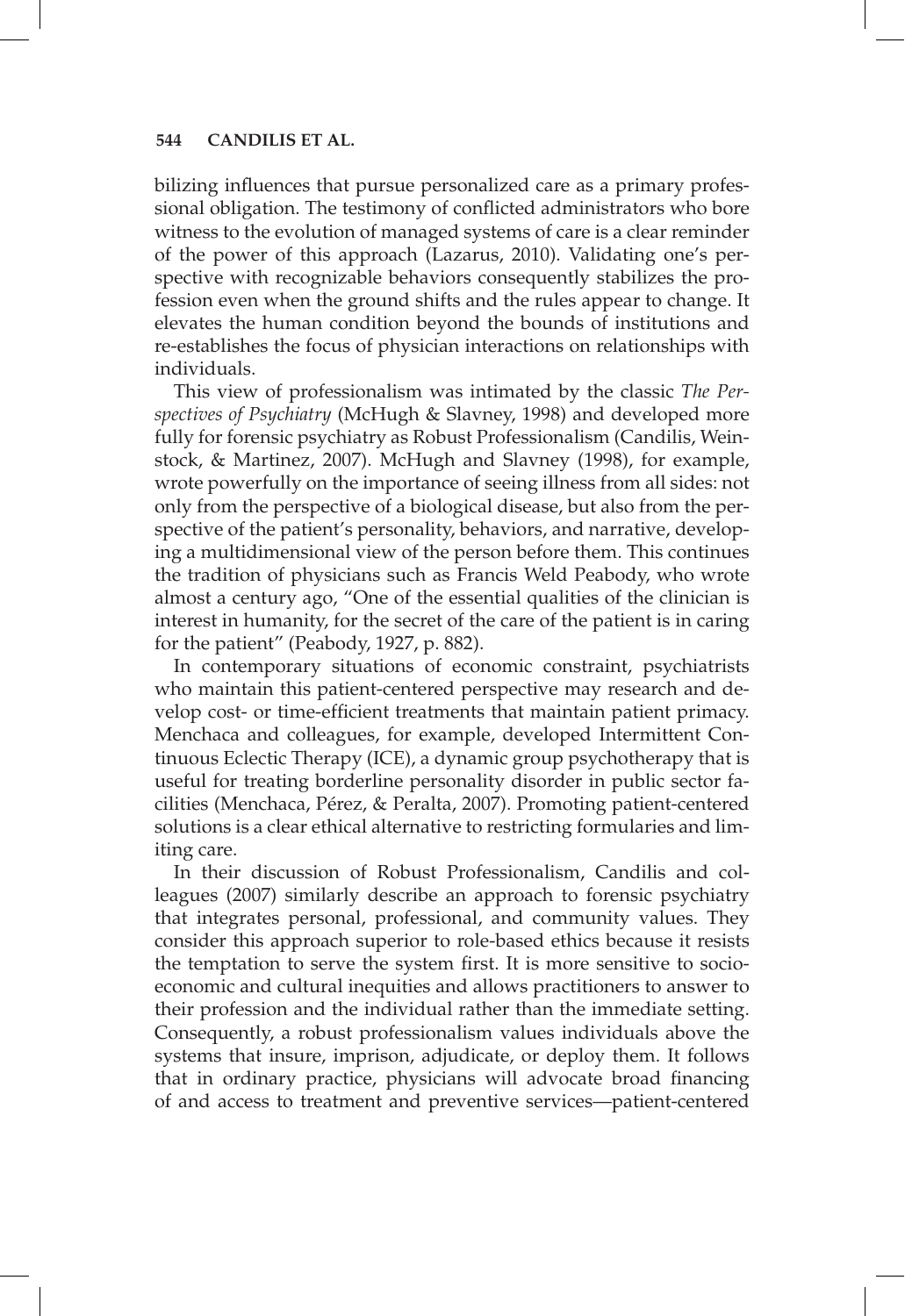bilizing influences that pursue personalized care as a primary professional obligation. The testimony of conflicted administrators who bore witness to the evolution of managed systems of care is a clear reminder of the power of this approach (Lazarus, 2010). Validating one's perspective with recognizable behaviors consequently stabilizes the profession even when the ground shifts and the rules appear to change. It elevates the human condition beyond the bounds of institutions and re-establishes the focus of physician interactions on relationships with individuals.

This view of professionalism was intimated by the classic *The Perspectives of Psychiatry* (McHugh & Slavney, 1998) and developed more fully for forensic psychiatry as Robust Professionalism (Candilis, Weinstock, & Martinez, 2007). McHugh and Slavney (1998), for example, wrote powerfully on the importance of seeing illness from all sides: not only from the perspective of a biological disease, but also from the perspective of the patient's personality, behaviors, and narrative, developing a multidimensional view of the person before them. This continues the tradition of physicians such as Francis Weld Peabody, who wrote almost a century ago, "One of the essential qualities of the clinician is interest in humanity, for the secret of the care of the patient is in caring for the patient" (Peabody, 1927, p. 882).

In contemporary situations of economic constraint, psychiatrists who maintain this patient-centered perspective may research and develop cost- or time-efficient treatments that maintain patient primacy. Menchaca and colleagues, for example, developed Intermittent Continuous Eclectic Therapy (ICE), a dynamic group psychotherapy that is useful for treating borderline personality disorder in public sector facilities (Menchaca, Pérez, & Peralta, 2007). Promoting patient-centered solutions is a clear ethical alternative to restricting formularies and limiting care.

In their discussion of Robust Professionalism, Candilis and colleagues (2007) similarly describe an approach to forensic psychiatry that integrates personal, professional, and community values. They consider this approach superior to role-based ethics because it resists the temptation to serve the system first. It is more sensitive to socioeconomic and cultural inequities and allows practitioners to answer to their profession and the individual rather than the immediate setting. Consequently, a robust professionalism values individuals above the systems that insure, imprison, adjudicate, or deploy them. It follows that in ordinary practice, physicians will advocate broad financing of and access to treatment and preventive services—patient-centered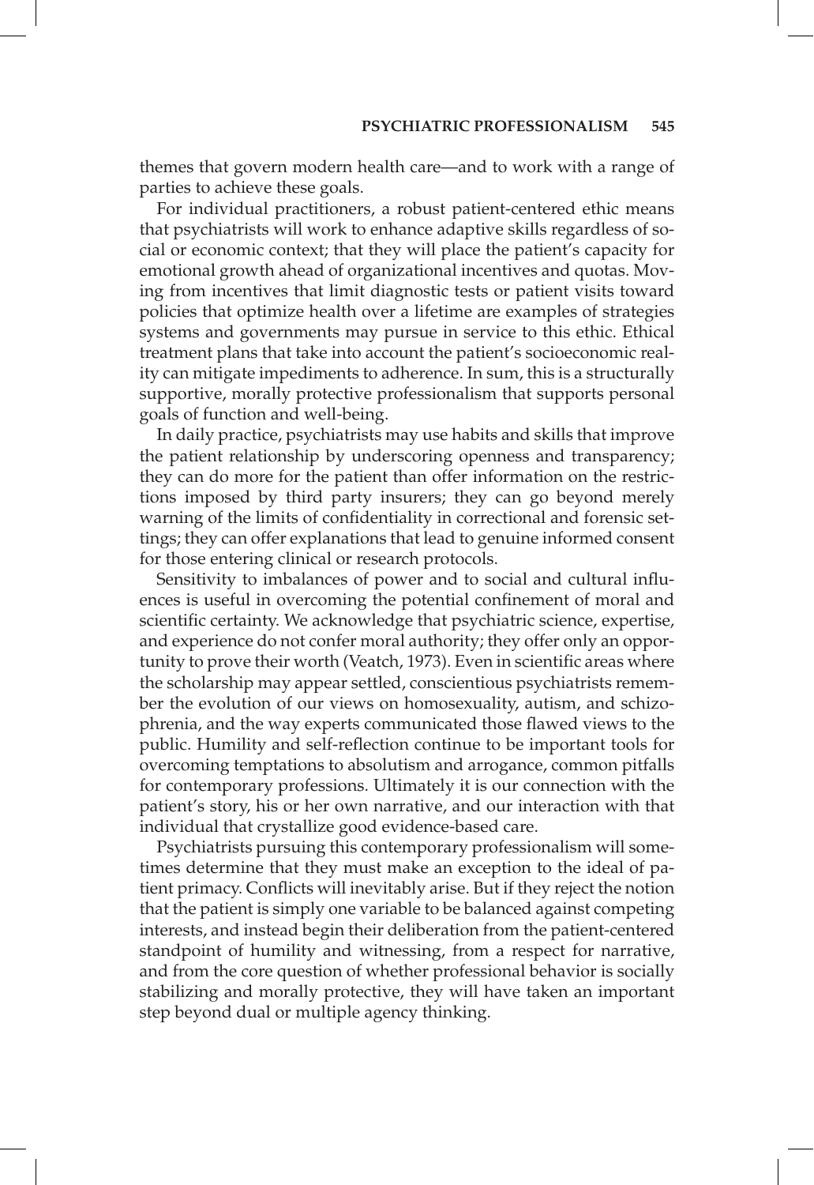themes that govern modern health care—and to work with a range of parties to achieve these goals.

For individual practitioners, a robust patient-centered ethic means that psychiatrists will work to enhance adaptive skills regardless of social or economic context; that they will place the patient's capacity for emotional growth ahead of organizational incentives and quotas. Moving from incentives that limit diagnostic tests or patient visits toward policies that optimize health over a lifetime are examples of strategies systems and governments may pursue in service to this ethic. Ethical treatment plans that take into account the patient's socioeconomic reality can mitigate impediments to adherence. In sum, this is a structurally supportive, morally protective professionalism that supports personal goals of function and well-being.

In daily practice, psychiatrists may use habits and skills that improve the patient relationship by underscoring openness and transparency; they can do more for the patient than offer information on the restrictions imposed by third party insurers; they can go beyond merely warning of the limits of confidentiality in correctional and forensic settings; they can offer explanations that lead to genuine informed consent for those entering clinical or research protocols.

Sensitivity to imbalances of power and to social and cultural influences is useful in overcoming the potential confinement of moral and scientific certainty. We acknowledge that psychiatric science, expertise, and experience do not confer moral authority; they offer only an opportunity to prove their worth (Veatch, 1973). Even in scientific areas where the scholarship may appear settled, conscientious psychiatrists remember the evolution of our views on homosexuality, autism, and schizophrenia, and the way experts communicated those flawed views to the public. Humility and self-reflection continue to be important tools for overcoming temptations to absolutism and arrogance, common pitfalls for contemporary professions. Ultimately it is our connection with the patient's story, his or her own narrative, and our interaction with that individual that crystallize good evidence-based care.

Psychiatrists pursuing this contemporary professionalism will sometimes determine that they must make an exception to the ideal of patient primacy. Conflicts will inevitably arise. But if they reject the notion that the patient is simply one variable to be balanced against competing interests, and instead begin their deliberation from the patient-centered standpoint of humility and witnessing, from a respect for narrative, and from the core question of whether professional behavior is socially stabilizing and morally protective, they will have taken an important step beyond dual or multiple agency thinking.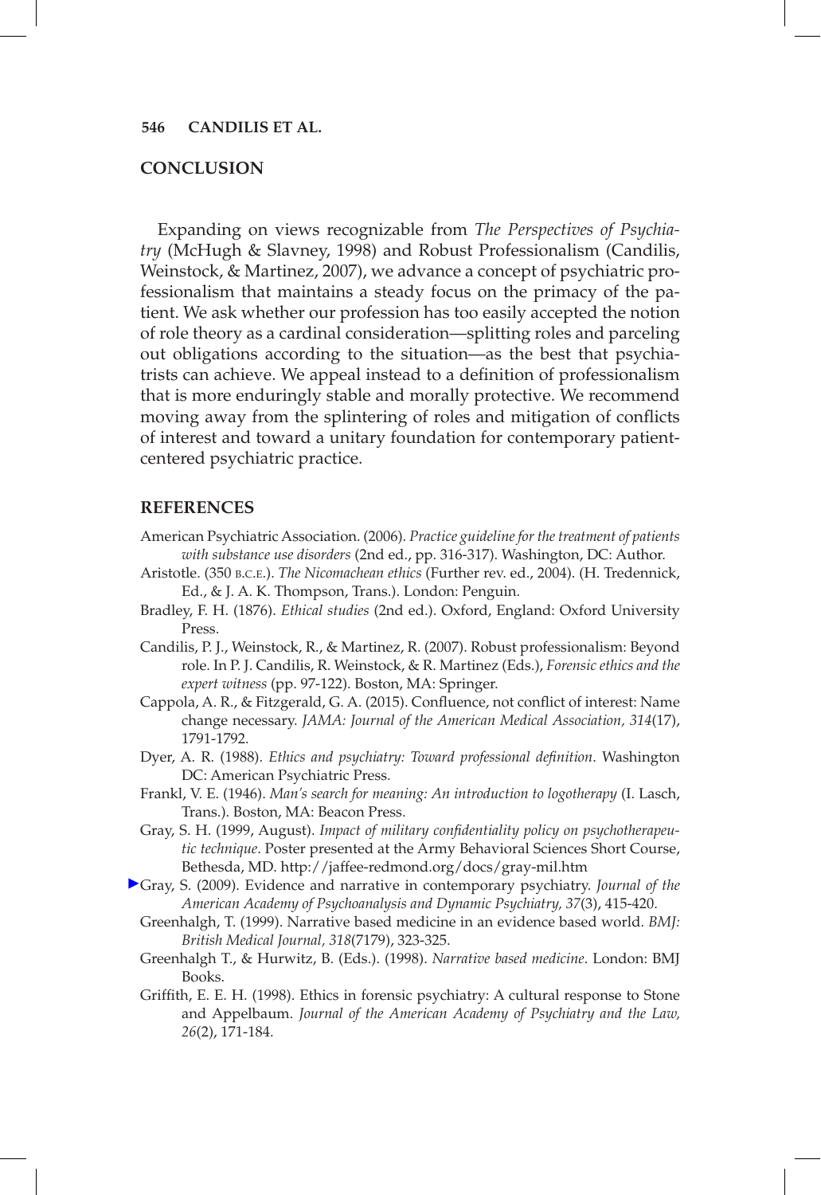## CONCLUSION

Expanding on views recognizable from *The Perspectives of Psychiatry* (McHugh & Slavney, 1998) and Robust Professionalism (Candilis, Weinstock, & Martinez, 2007), we advance a concept of psychiatric professionalism that maintains a steady focus on the primacy of the patient. We ask whether our profession has too easily accepted the notion of role theory as a cardinal consideration—splitting roles and parceling out obligations according to the situation—as the best that psychiatrists can achieve. We appeal instead to a definition of professionalism that is more enduringly stable and morally protective. We recommend moving away from the splintering of roles and mitigation of conflicts of interest and toward a unitary foundation for contemporary patient-centered psychiatric practice.

## REFERENCES

American Psychiatric Association. (2006). *Practice guideline for the treatment of patients with substance use disorders* (2nd ed., pp. 316-317). Washington, DC: Author.

Aristotle. (350 B.C.E.). *The Nicomachean ethics* (Further rev. ed., 2004). (H. Tredennick, Ed., & J. A. K. Thompson, Trans.). London: Penguin.

Bradley, F. H. (1876). *Ethical studies* (2nd ed.). Oxford, England: Oxford University Press.

Candilis, P. J., Weinstock, R., & Martinez, R. (2007). Robust professionalism: Beyond role. In P. J. Candilis, R. Weinstock, & R. Martinez (Eds.), *Forensic ethics and the expert witness* (pp. 97-122). Boston, MA: Springer.

Cappola, A. R., & Fitzgerald, G. A. (2015). Confluence, not conflict of interest: Name change necessary. *JAMA: Journal of the American Medical Association, 314*(17), 1791-1792.

Dyer, A. R. (1988). *Ethics and psychiatry: Toward professional definition*. Washington DC: American Psychiatric Press.

Frankl, V. E. (1946). *Man's search for meaning: An introduction to logotherapy* (I. Lasch, Trans.). Boston, MA: Beacon Press.

Gray, S. H. (1999, August). *Impact of military confidentiality policy on psychotherapeutic technique*. Poster presented at the Army Behavioral Sciences Short Course, Bethesda, MD. http://jaffee-redmond.org/docs/gray-mil.htm

Gray, S. (2009). Evidence and narrative in contemporary psychiatry. *Journal of the American Academy of Psychoanalysis and Dynamic Psychiatry, 37*(3), 415-420.

Greenhalgh, T. (1999). Narrative based medicine in an evidence based world. *BMJ: British Medical Journal, 318*(7179), 323-325.

Greenhalgh T., & Hurwitz, B. (Eds.). (1998). *Narrative based medicine*. London: BMJ Books.

Griffith, E. E. H. (1998). Ethics in forensic psychiatry: A cultural response to Stone and Appelbaum. *Journal of the American Academy of Psychiatry and the Law, 26*(2), 171-184.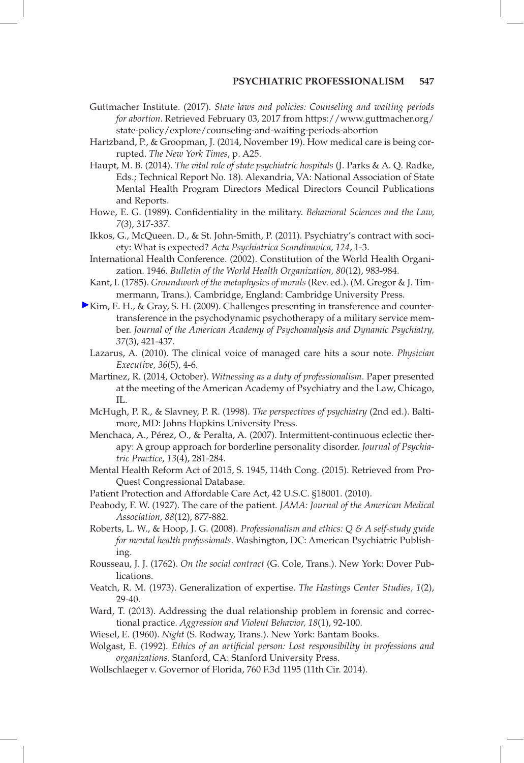Guttmacher Institute. (2017). *State laws and policies: Counseling and waiting periods for abortion*. Retrieved February 03, 2017 from https://www.guttmacher.org/state-policy/explore/counseling-and-waiting-periods-abortion

Hartzband, P., & Groopman, J. (2014, November 19). How medical care is being corrupted. *The New York Times*, p. A25.

Haupt, M. B. (2014). *The vital role of state psychiatric hospitals* (J. Parks & A. Q. Radke, Eds.; Technical Report No. 18). Alexandria, VA: National Association of State Mental Health Program Directors Medical Directors Council Publications and Reports.

Howe, E. G. (1989). Confidentiality in the military. *Behavioral Sciences and the Law, 7*(3), 317-337.

Ikkos, G., McQueen. D., & St. John-Smith, P. (2011). Psychiatry's contract with society: What is expected? *Acta Psychiatrica Scandinavica, 124*, 1-3.

International Health Conference. (2002). Constitution of the World Health Organization. 1946. *Bulletin of the World Health Organization, 80*(12), 983-984.

Kant, I. (1785). *Groundwork of the metaphysics of morals* (Rev. ed.). (M. Gregor & J. Timmermann, Trans.). Cambridge, England: Cambridge University Press.

Kim, E. H., & Gray, S. H. (2009). Challenges presenting in transference and countertransference in the psychodynamic psychotherapy of a military service member. *Journal of the American Academy of Psychoanalysis and Dynamic Psychiatry, 37*(3), 421-437.

Lazarus, A. (2010). The clinical voice of managed care hits a sour note. *Physician Executive, 36*(5), 4-6.

Martinez, R. (2014, October). *Witnessing as a duty of professionalism*. Paper presented at the meeting of the American Academy of Psychiatry and the Law, Chicago, IL.

McHugh, P. R., & Slavney, P. R. (1998). *The perspectives of psychiatry* (2nd ed.). Baltimore, MD: Johns Hopkins University Press.

Menchaca, A., Pérez, O., & Peralta, A. (2007). Intermittent-continuous eclectic therapy: A group approach for borderline personality disorder. *Journal of Psychiatric Practice*, *13*(4), 281-284.

Mental Health Reform Act of 2015, S. 1945, 114th Cong. (2015). Retrieved from ProQuest Congressional Database.

Patient Protection and Affordable Care Act, 42 U.S.C. §18001. (2010).

Peabody, F. W. (1927). The care of the patient. *JAMA: Journal of the American Medical Association, 88*(12), 877-882.

Roberts, L. W., & Hoop, J. G. (2008). *Professionalism and ethics: Q & A self-study guide for mental health professionals*. Washington, DC: American Psychiatric Publishing.

Rousseau, J. J. (1762). *On the social contract* (G. Cole, Trans.). New York: Dover Publications.

Veatch, R. M. (1973). Generalization of expertise. *The Hastings Center Studies, 1*(2), 29-40.

Ward, T. (2013). Addressing the dual relationship problem in forensic and correctional practice. *Aggression and Violent Behavior, 18*(1), 92-100.

Wiesel, E. (1960). *Night* (S. Rodway, Trans.). New York: Bantam Books.

Wolgast, E. (1992). *Ethics of an artificial person: Lost responsibility in professions and organizations*. Stanford, CA: Stanford University Press.

Wollschlaeger v. Governor of Florida, 760 F.3d 1195 (11th Cir. 2014).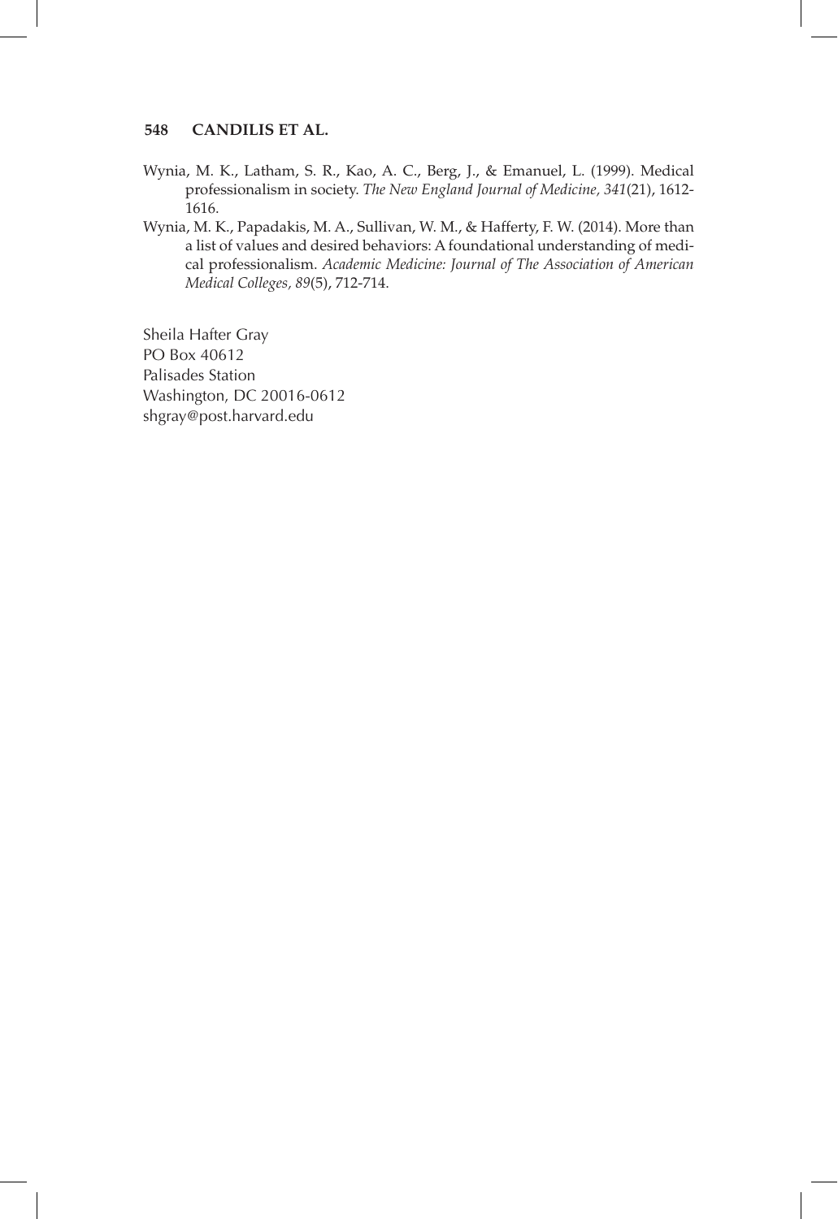Wynia, M. K., Latham, S. R., Kao, A. C., Berg, J., & Emanuel, L. (1999). Medical professionalism in society. *The New England Journal of Medicine, 341*(21), 1612-1616.

Wynia, M. K., Papadakis, M. A., Sullivan, W. M., & Hafferty, F. W. (2014). More than a list of values and desired behaviors: A foundational understanding of medical professionalism. *Academic Medicine: Journal of The Association of American Medical Colleges, 89*(5), 712-714.

Sheila Hafter Gray
PO Box 40612
Palisades Station
Washington, DC 20016-0612
shgray@post.harvard.edu